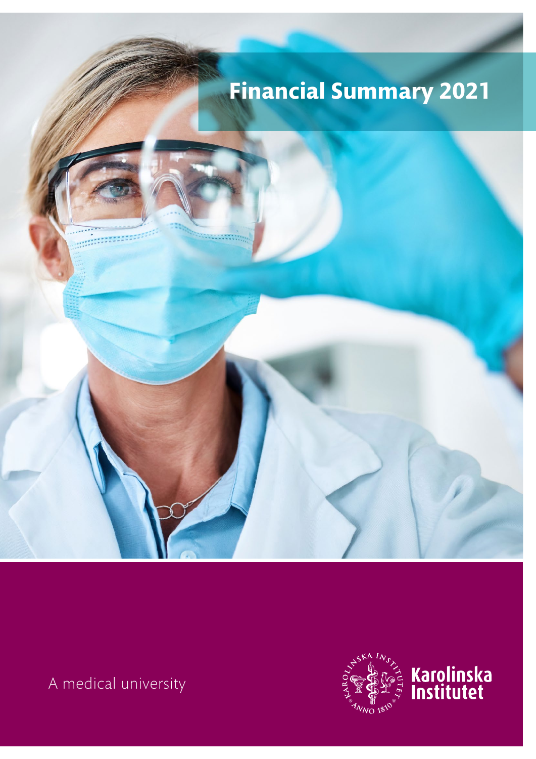# Financial Summary 2021

A medical university

Karolinska Institutet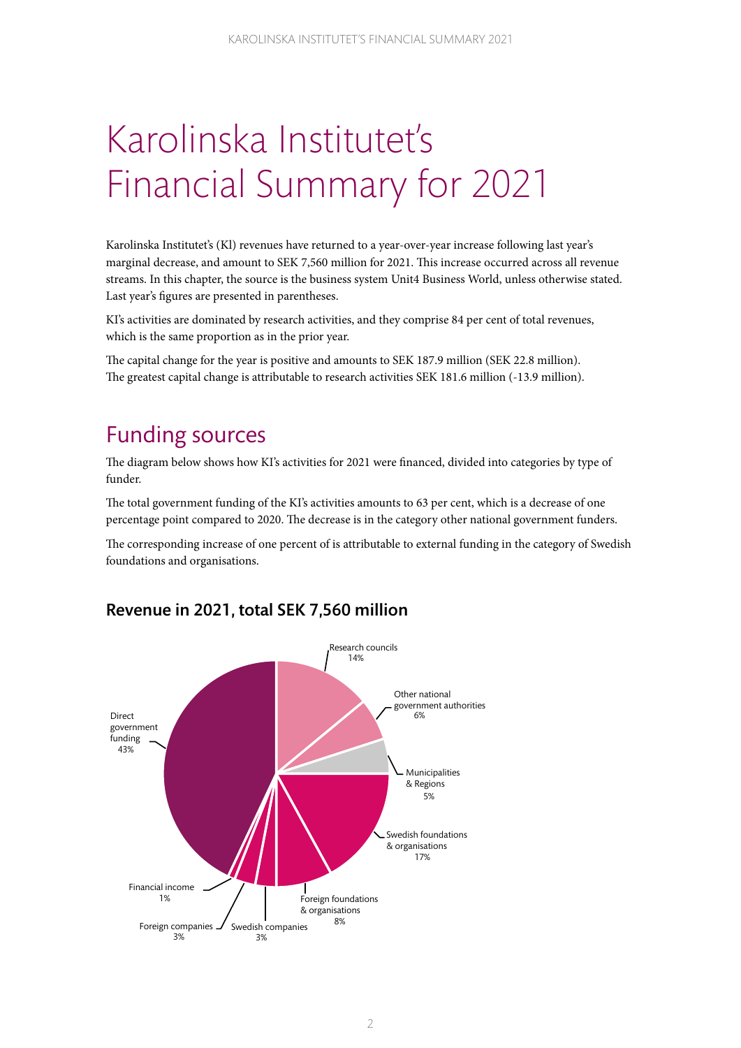# Karolinska Institutet's Financial Summary for 2021

Karolinska Institutet's (KI) revenues have returned to a year-over-year increase following last year's marginal decrease, and amount to SEK 7,560 million for 2021. This increase occurred across all revenue streams. In this chapter, the source is the business system Unit4 Business World, unless otherwise stated. Last year's figures are presented in parentheses.

KI's activities are dominated by research activities, and they comprise 84 per cent of total revenues, which is the same proportion as in the prior year.

The capital change for the year is positive and amounts to SEK 187.9 million (SEK 22.8 million). The greatest capital change is attributable to research activities SEK 181.6 million (-13.9 million).

## Funding sources

The diagram below shows how KI's activities for 2021 were financed, divided into categories by type of funder.

The total government funding of the KI's activities amounts to 63 per cent, which is a decrease of one percentage point compared to 2020. The decrease is in the category other national government funders.

The corresponding increase of one percent of is attributable to external funding in the category of Swedish foundations and organisations.

### Revenue in 2021, total SEK 7,560 million

| Category | Share |
|---|---|
| Research councils | 14% |
| Other national government authorities | 6% |
| Municipalities & Regions | 5% |
| Swedish foundations & organisations | 17% |
| Foreign foundations & organisations | 8% |
| Swedish companies | 3% |
| Foreign companies | 3% |
| Financial income | 1% |
| Direct government funding | 43% |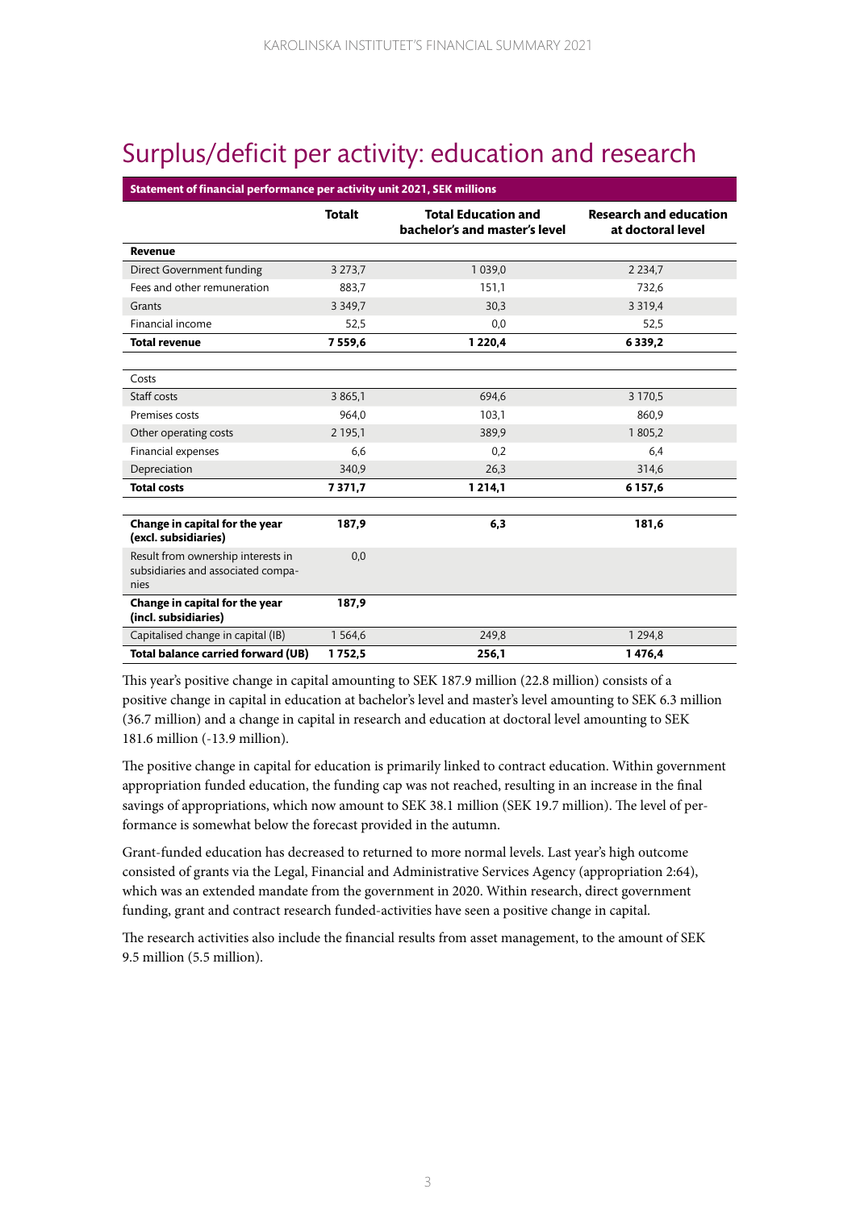# Surplus/deficit per activity: education and research

| Statement of financial performance per activity unit 2021, SEK millions | | | |
|---|---|---|---|
| | **Totalt** | **Total Education and bachelor's and master's level** | **Research and education at doctoral level** |
| **Revenue** | | | |
| Direct Government funding | 3 273,7 | 1 039,0 | 2 234,7 |
| Fees and other remuneration | 883,7 | 151,1 | 732,6 |
| Grants | 3 349,7 | 30,3 | 3 319,4 |
| Financial income | 52,5 | 0,0 | 52,5 |
| **Total revenue** | **7 559,6** | **1 220,4** | **6 339,2** |
| | | | |
| Costs | | | |
| Staff costs | 3 865,1 | 694,6 | 3 170,5 |
| Premises costs | 964,0 | 103,1 | 860,9 |
| Other operating costs | 2 195,1 | 389,9 | 1 805,2 |
| Financial expenses | 6,6 | 0,2 | 6,4 |
| Depreciation | 340,9 | 26,3 | 314,6 |
| **Total costs** | **7 371,7** | **1 214,1** | **6 157,6** |
| | | | |
| **Change in capital for the year (excl. subsidiaries)** | **187,9** | **6,3** | **181,6** |
| Result from ownership interests in subsidiaries and associated companies | 0,0 | | |
| **Change in capital for the year (incl. subsidiaries)** | **187,9** | | |
| Capitalised change in capital (IB) | 1 564,6 | 249,8 | 1 294,8 |
| **Total balance carried forward (UB)** | **1 752,5** | **256,1** | **1 476,4** |

This year's positive change in capital amounting to SEK 187.9 million (22.8 million) consists of a positive change in capital in education at bachelor's level and master's level amounting to SEK 6.3 million (36.7 million) and a change in capital in research and education at doctoral level amounting to SEK 181.6 million (-13.9 million).

The positive change in capital for education is primarily linked to contract education. Within government appropriation funded education, the funding cap was not reached, resulting in an increase in the final savings of appropriations, which now amount to SEK 38.1 million (SEK 19.7 million). The level of performance is somewhat below the forecast provided in the autumn.

Grant-funded education has decreased to returned to more normal levels. Last year's high outcome consisted of grants via the Legal, Financial and Administrative Services Agency (appropriation 2:64), which was an extended mandate from the government in 2020. Within research, direct government funding, grant and contract research funded-activities have seen a positive change in capital.

The research activities also include the financial results from asset management, to the amount of SEK 9.5 million (5.5 million).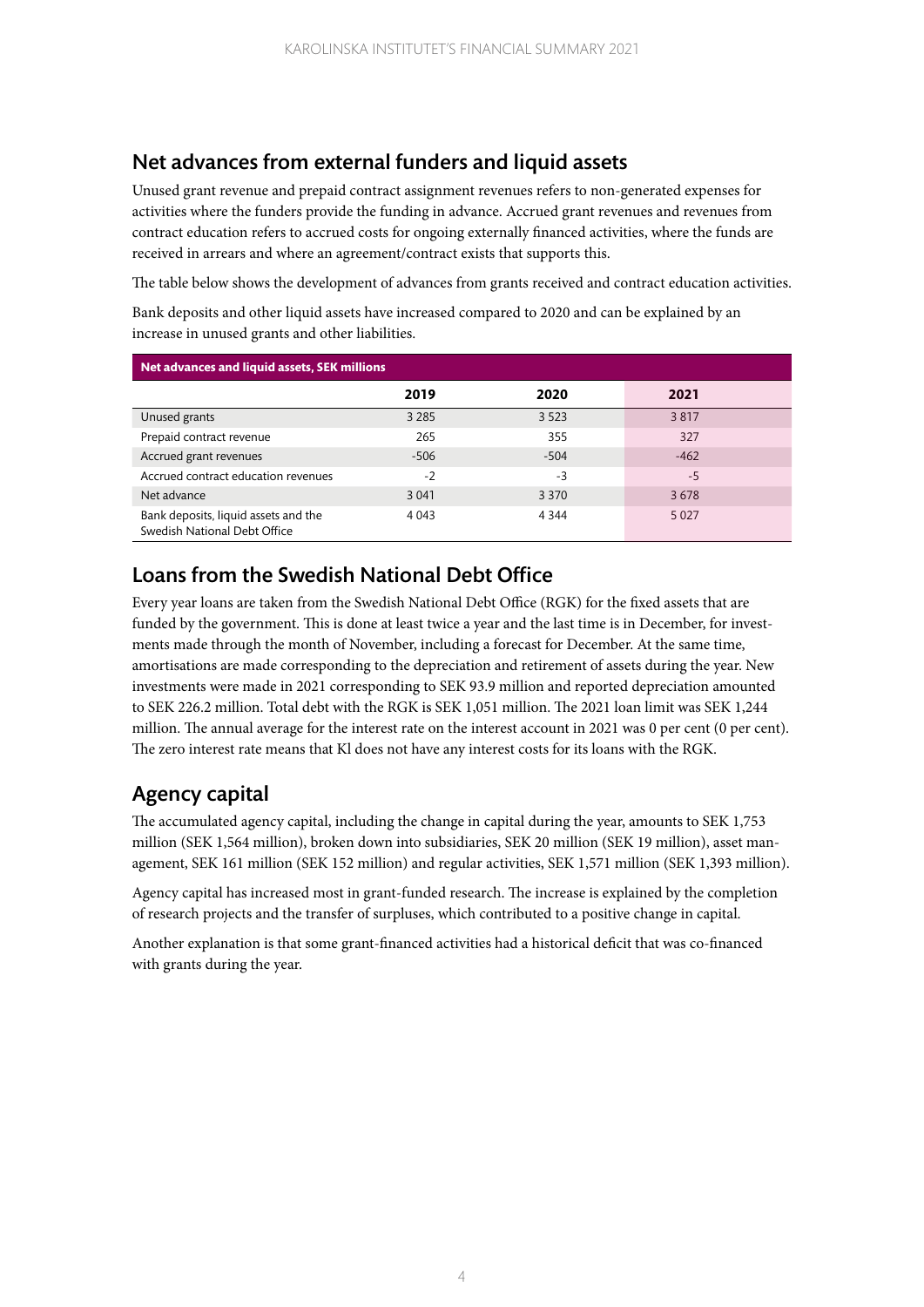## Net advances from external funders and liquid assets

Unused grant revenue and prepaid contract assignment revenues refers to non-generated expenses for activities where the funders provide the funding in advance. Accrued grant revenues and revenues from contract education refers to accrued costs for ongoing externally financed activities, where the funds are received in arrears and where an agreement/contract exists that supports this.

The table below shows the development of advances from grants received and contract education activities.

Bank deposits and other liquid assets have increased compared to 2020 and can be explained by an increase in unused grants and other liabilities.

**Net advances and liquid assets, SEK millions**

| | 2019 | 2020 | 2021 |
|---|---|---|---|
| Unused grants | 3 285 | 3 523 | 3 817 |
| Prepaid contract revenue | 265 | 355 | 327 |
| Accrued grant revenues | -506 | -504 | -462 |
| Accrued contract education revenues | -2 | -3 | -5 |
| Net advance | 3 041 | 3 370 | 3 678 |
| Bank deposits, liquid assets and the Swedish National Debt Office | 4 043 | 4 344 | 5 027 |

## Loans from the Swedish National Debt Office

Every year loans are taken from the Swedish National Debt Office (RGK) for the fixed assets that are funded by the government. This is done at least twice a year and the last time is in December, for investments made through the month of November, including a forecast for December. At the same time, amortisations are made corresponding to the depreciation and retirement of assets during the year. New investments were made in 2021 corresponding to SEK 93.9 million and reported depreciation amounted to SEK 226.2 million. Total debt with the RGK is SEK 1,051 million. The 2021 loan limit was SEK 1,244 million. The annual average for the interest rate on the interest account in 2021 was 0 per cent (0 per cent). The zero interest rate means that KI does not have any interest costs for its loans with the RGK.

## Agency capital

The accumulated agency capital, including the change in capital during the year, amounts to SEK 1,753 million (SEK 1,564 million), broken down into subsidiaries, SEK 20 million (SEK 19 million), asset management, SEK 161 million (SEK 152 million) and regular activities, SEK 1,571 million (SEK 1,393 million).

Agency capital has increased most in grant-funded research. The increase is explained by the completion of research projects and the transfer of surpluses, which contributed to a positive change in capital.

Another explanation is that some grant-financed activities had a historical deficit that was co-financed with grants during the year.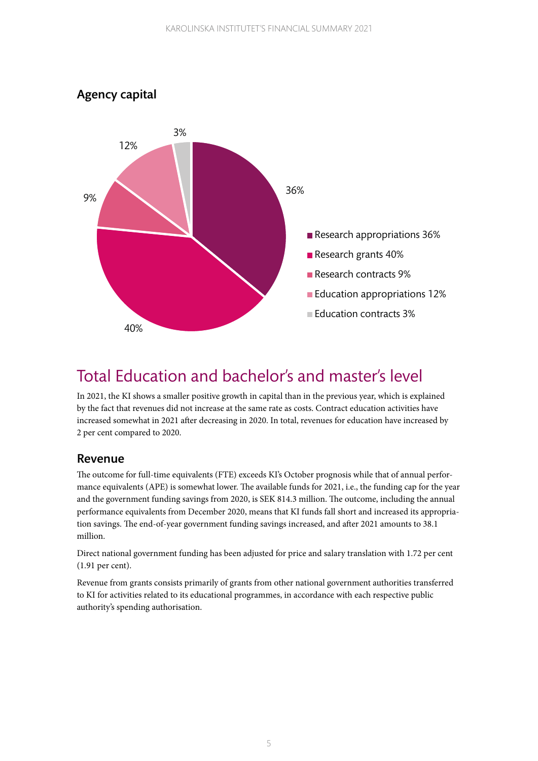## Agency capital

- Research appropriations 36%
- Research grants 40%
- Research contracts 9%
- Education appropriations 12%
- Education contracts 3%

# Total Education and bachelor's and master's level

In 2021, the KI shows a smaller positive growth in capital than in the previous year, which is explained by the fact that revenues did not increase at the same rate as costs. Contract education activities have increased somewhat in 2021 after decreasing in 2020. In total, revenues for education have increased by 2 per cent compared to 2020.

## Revenue

The outcome for full-time equivalents (FTE) exceeds KI's October prognosis while that of annual performance equivalents (APE) is somewhat lower. The available funds for 2021, i.e., the funding cap for the year and the government funding savings from 2020, is SEK 814.3 million. The outcome, including the annual performance equivalents from December 2020, means that KI funds fall short and increased its appropriation savings. The end-of-year government funding savings increased, and after 2021 amounts to 38.1 million.

Direct national government funding has been adjusted for price and salary translation with 1.72 per cent (1.91 per cent).

Revenue from grants consists primarily of grants from other national government authorities transferred to KI for activities related to its educational programmes, in accordance with each respective public authority's spending authorisation.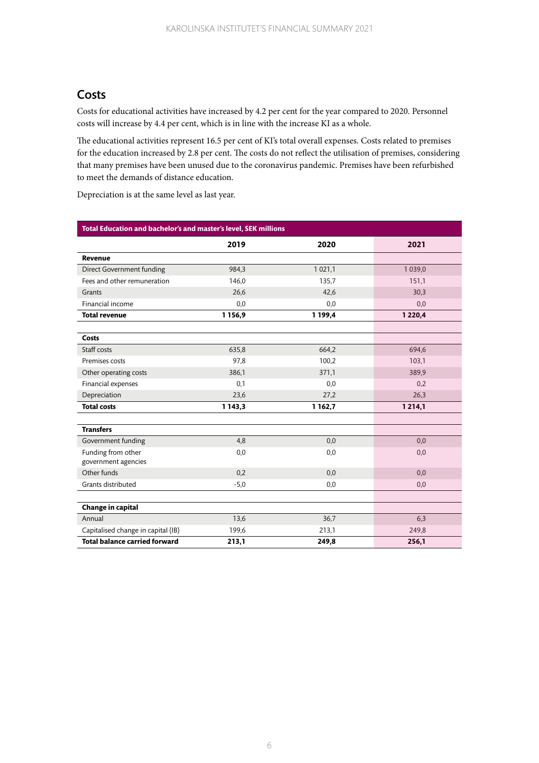## Costs

Costs for educational activities have increased by 4.2 per cent for the year compared to 2020. Personnel costs will increase by 4.4 per cent, which is in line with the increase KI as a whole.

The educational activities represent 16.5 per cent of KI's total overall expenses. Costs related to premises for the education increased by 2.8 per cent. The costs do not reflect the utilisation of premises, considering that many premises have been unused due to the coronavirus pandemic. Premises have been refurbished to meet the demands of distance education.

Depreciation is at the same level as last year.

| Total Education and bachelor's and master's level, SEK millions | | | |
|---|---|---|---|
| | **2019** | **2020** | **2021** |
| **Revenue** | | | |
| Direct Government funding | 984,3 | 1 021,1 | 1 039,0 |
| Fees and other remuneration | 146,0 | 135,7 | 151,1 |
| Grants | 26,6 | 42,6 | 30,3 |
| Financial income | 0,0 | 0,0 | 0,0 |
| **Total revenue** | **1 156,9** | **1 199,4** | **1 220,4** |
| | | | |
| **Costs** | | | |
| Staff costs | 635,8 | 664,2 | 694,6 |
| Premises costs | 97,8 | 100,2 | 103,1 |
| Other operating costs | 386,1 | 371,1 | 389,9 |
| Financial expenses | 0,1 | 0,0 | 0,2 |
| Depreciation | 23,6 | 27,2 | 26,3 |
| **Total costs** | **1 143,3** | **1 162,7** | **1 214,1** |
| | | | |
| **Transfers** | | | |
| Government funding | 4,8 | 0,0 | 0,0 |
| Funding from other government agencies | 0,0 | 0,0 | 0,0 |
| Other funds | 0,2 | 0,0 | 0,0 |
| Grants distributed | -5,0 | 0,0 | 0,0 |
| | | | |
| **Change in capital** | | | |
| Annual | 13,6 | 36,7 | 6,3 |
| Capitalised change in capital (IB) | 199,6 | 213,1 | 249,8 |
| **Total balance carried forward** | **213,1** | **249,8** | **256,1** |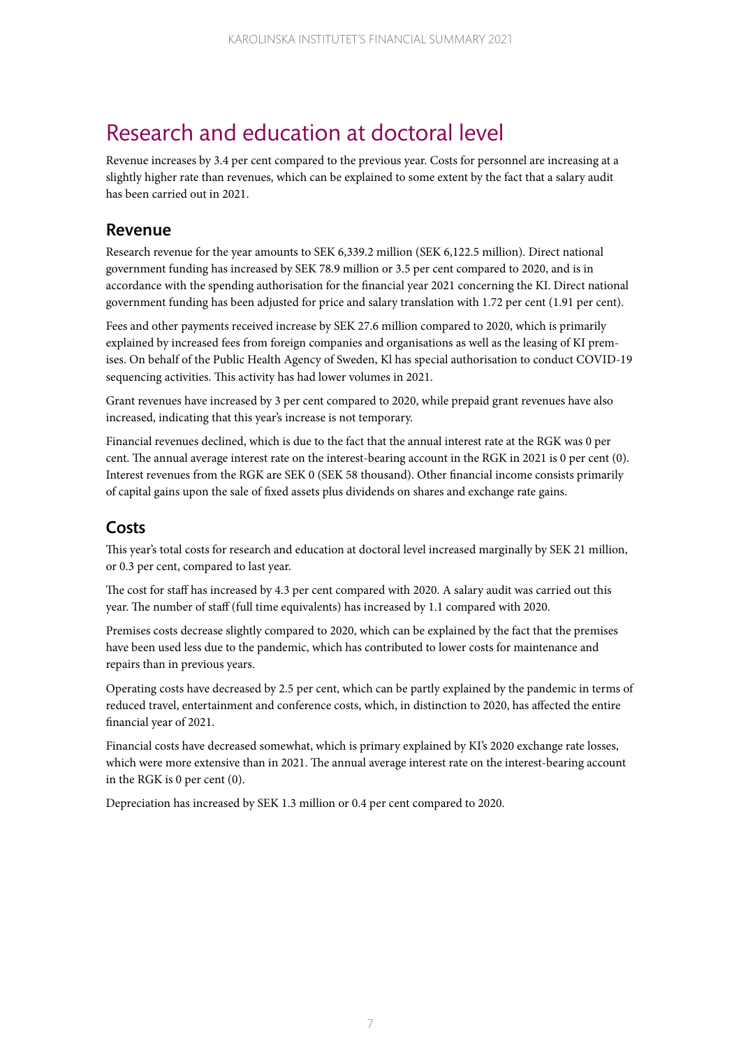# Research and education at doctoral level

Revenue increases by 3.4 per cent compared to the previous year. Costs for personnel are increasing at a slightly higher rate than revenues, which can be explained to some extent by the fact that a salary audit has been carried out in 2021.

## Revenue

Research revenue for the year amounts to SEK 6,339.2 million (SEK 6,122.5 million). Direct national government funding has increased by SEK 78.9 million or 3.5 per cent compared to 2020, and is in accordance with the spending authorisation for the financial year 2021 concerning the KI. Direct national government funding has been adjusted for price and salary translation with 1.72 per cent (1.91 per cent).

Fees and other payments received increase by SEK 27.6 million compared to 2020, which is primarily explained by increased fees from foreign companies and organisations as well as the leasing of KI premises. On behalf of the Public Health Agency of Sweden, Kl has special authorisation to conduct COVID-19 sequencing activities. This activity has had lower volumes in 2021.

Grant revenues have increased by 3 per cent compared to 2020, while prepaid grant revenues have also increased, indicating that this year's increase is not temporary.

Financial revenues declined, which is due to the fact that the annual interest rate at the RGK was 0 per cent. The annual average interest rate on the interest-bearing account in the RGK in 2021 is 0 per cent (0). Interest revenues from the RGK are SEK 0 (SEK 58 thousand). Other financial income consists primarily of capital gains upon the sale of fixed assets plus dividends on shares and exchange rate gains.

## Costs

This year's total costs for research and education at doctoral level increased marginally by SEK 21 million, or 0.3 per cent, compared to last year.

The cost for staff has increased by 4.3 per cent compared with 2020. A salary audit was carried out this year. The number of staff (full time equivalents) has increased by 1.1 compared with 2020.

Premises costs decrease slightly compared to 2020, which can be explained by the fact that the premises have been used less due to the pandemic, which has contributed to lower costs for maintenance and repairs than in previous years.

Operating costs have decreased by 2.5 per cent, which can be partly explained by the pandemic in terms of reduced travel, entertainment and conference costs, which, in distinction to 2020, has affected the entire financial year of 2021.

Financial costs have decreased somewhat, which is primary explained by KI's 2020 exchange rate losses, which were more extensive than in 2021. The annual average interest rate on the interest-bearing account in the RGK is 0 per cent (0).

Depreciation has increased by SEK 1.3 million or 0.4 per cent compared to 2020.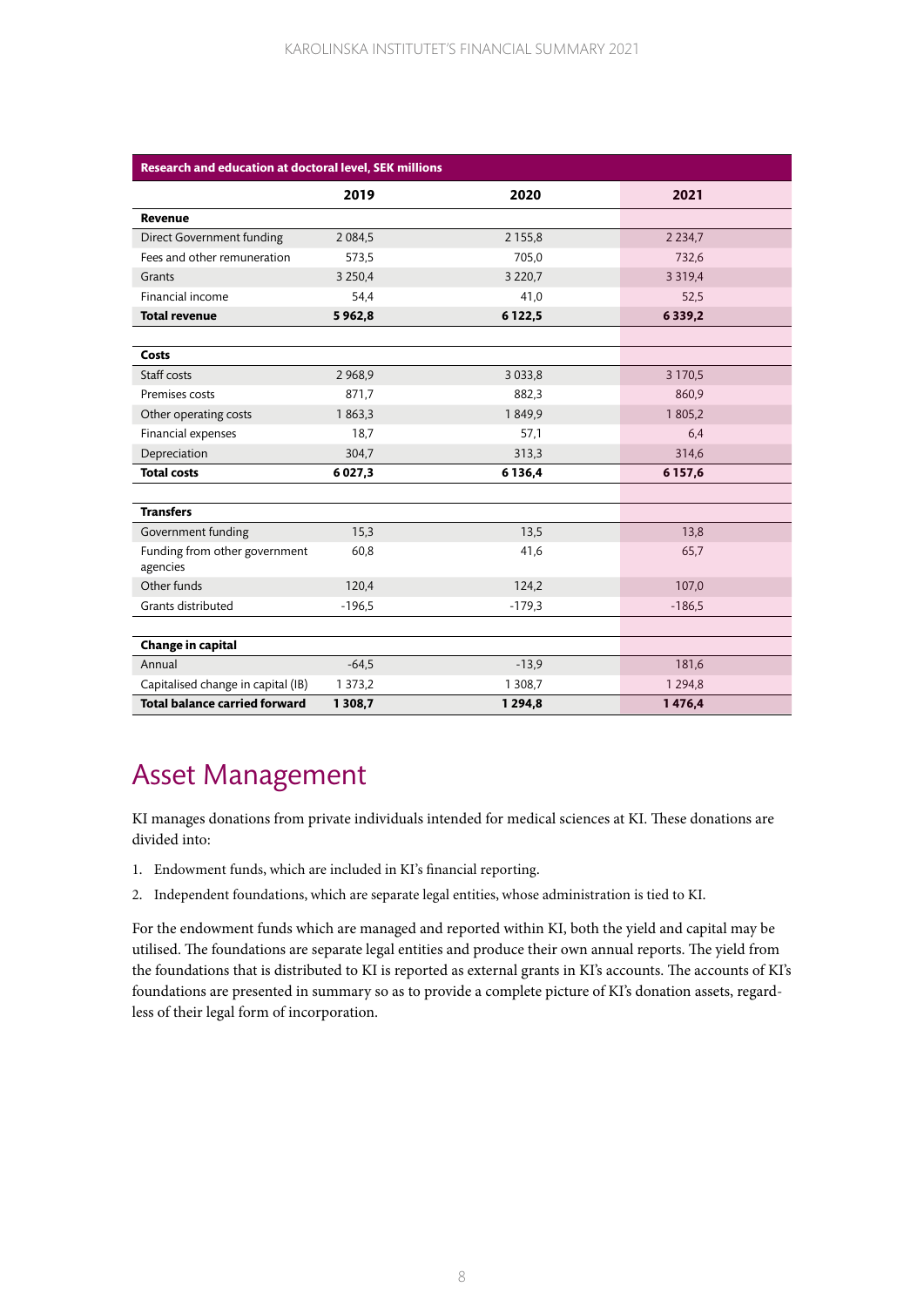| Research and education at doctoral level, SEK millions | | | |
|---|---|---|---|
| | **2019** | **2020** | **2021** |
| **Revenue** | | | |
| Direct Government funding | 2 084,5 | 2 155,8 | 2 234,7 |
| Fees and other remuneration | 573,5 | 705,0 | 732,6 |
| Grants | 3 250,4 | 3 220,7 | 3 319,4 |
| Financial income | 54,4 | 41,0 | 52,5 |
| **Total revenue** | **5 962,8** | **6 122,5** | **6 339,2** |
| | | | |
| **Costs** | | | |
| Staff costs | 2 968,9 | 3 033,8 | 3 170,5 |
| Premises costs | 871,7 | 882,3 | 860,9 |
| Other operating costs | 1 863,3 | 1 849,9 | 1 805,2 |
| Financial expenses | 18,7 | 57,1 | 6,4 |
| Depreciation | 304,7 | 313,3 | 314,6 |
| **Total costs** | **6 027,3** | **6 136,4** | **6 157,6** |
| | | | |
| **Transfers** | | | |
| Government funding | 15,3 | 13,5 | 13,8 |
| Funding from other government agencies | 60,8 | 41,6 | 65,7 |
| Other funds | 120,4 | 124,2 | 107,0 |
| Grants distributed | -196,5 | -179,3 | -186,5 |
| | | | |
| **Change in capital** | | | |
| Annual | -64,5 | -13,9 | 181,6 |
| Capitalised change in capital (IB) | 1 373,2 | 1 308,7 | 1 294,8 |
| **Total balance carried forward** | **1 308,7** | **1 294,8** | **1 476,4** |

# Asset Management

KI manages donations from private individuals intended for medical sciences at KI. These donations are divided into:

1. Endowment funds, which are included in KI's financial reporting.
2. Independent foundations, which are separate legal entities, whose administration is tied to KI.

For the endowment funds which are managed and reported within KI, both the yield and capital may be utilised. The foundations are separate legal entities and produce their own annual reports. The yield from the foundations that is distributed to KI is reported as external grants in KI's accounts. The accounts of KI's foundations are presented in summary so as to provide a complete picture of KI's donation assets, regardless of their legal form of incorporation.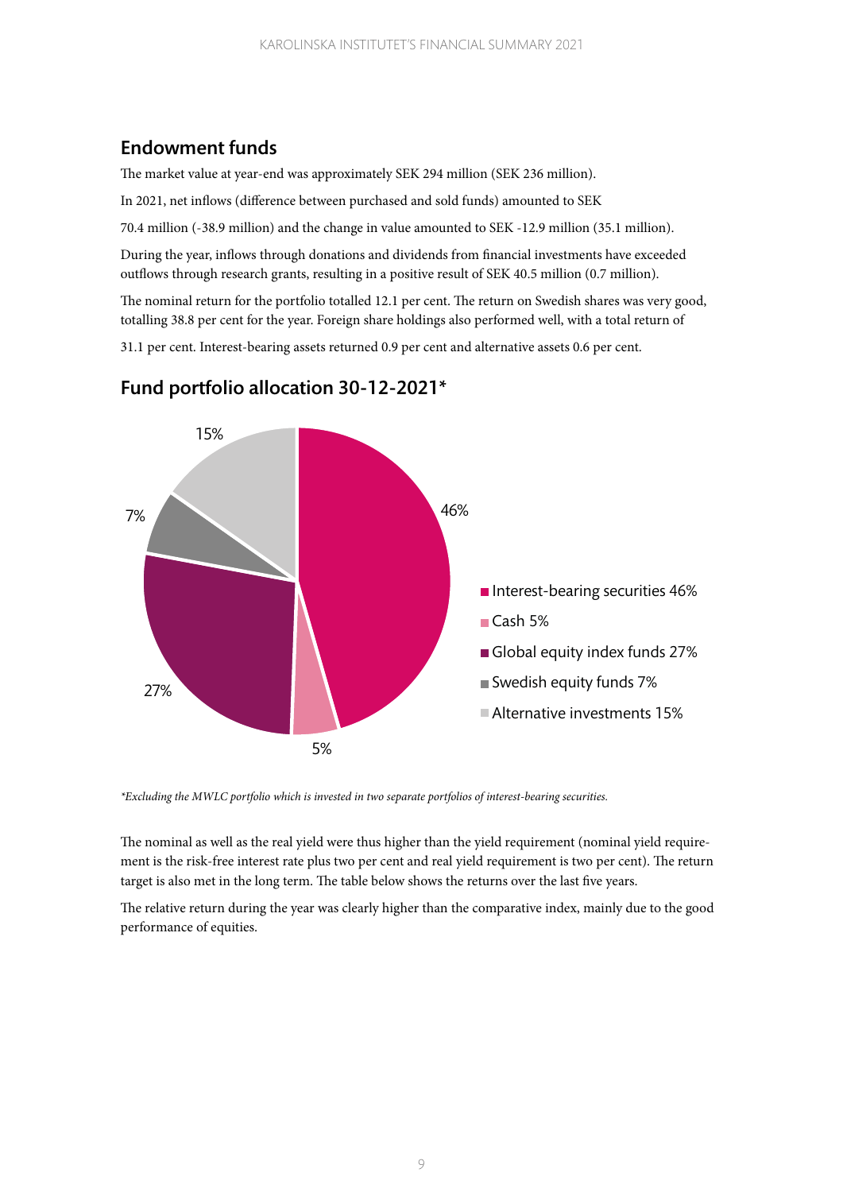## Endowment funds

The market value at year-end was approximately SEK 294 million (SEK 236 million).

In 2021, net inflows (difference between purchased and sold funds) amounted to SEK 70.4 million (-38.9 million) and the change in value amounted to SEK -12.9 million (35.1 million).

During the year, inflows through donations and dividends from financial investments have exceeded outflows through research grants, resulting in a positive result of SEK 40.5 million (0.7 million).

The nominal return for the portfolio totalled 12.1 per cent. The return on Swedish shares was very good, totalling 38.8 per cent for the year. Foreign share holdings also performed well, with a total return of 31.1 per cent. Interest-bearing assets returned 0.9 per cent and alternative assets 0.6 per cent.

## Fund portfolio allocation 30-12-2021*

- Interest-bearing securities 46%
- Cash 5%
- Global equity index funds 27%
- Swedish equity funds 7%
- Alternative investments 15%

*\*Excluding the MWLC portfolio which is invested in two separate portfolios of interest-bearing securities.*

The nominal as well as the real yield were thus higher than the yield requirement (nominal yield requirement is the risk-free interest rate plus two per cent and real yield requirement is two per cent). The return target is also met in the long term. The table below shows the returns over the last five years.

The relative return during the year was clearly higher than the comparative index, mainly due to the good performance of equities.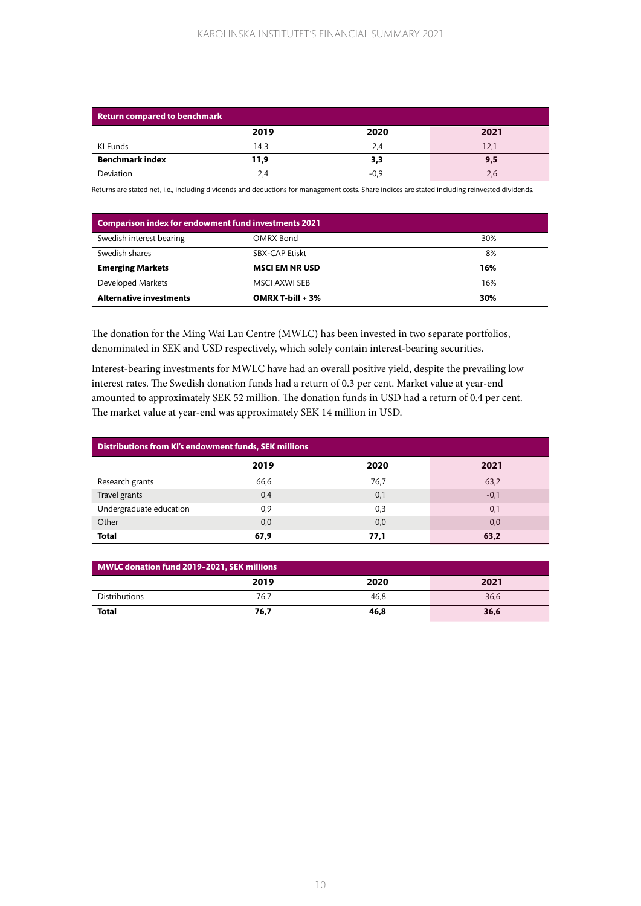| Return compared to benchmark | | | |
|---|---|---|---|
| | **2019** | **2020** | **2021** |
| KI Funds | 14,3 | 2,4 | 12,1 |
| **Benchmark index** | **11,9** | **3,3** | **9,5** |
| Deviation | 2,4 | -0,9 | 2,6 |

Returns are stated net, i.e., including dividends and deductions for management costs. Share indices are stated including reinvested dividends.

| Comparison index for endowment fund investments 2021 | | |
|---|---|---|
| Swedish interest bearing | OMRX Bond | 30% |
| Swedish shares | SBX-CAP Etiskt | 8% |
| **Emerging Markets** | **MSCI EM NR USD** | **16%** |
| Developed Markets | MSCI AXWI SEB | 16% |
| **Alternative investments** | **OMRX T-bill + 3%** | **30%** |

The donation for the Ming Wai Lau Centre (MWLC) has been invested in two separate portfolios, denominated in SEK and USD respectively, which solely contain interest-bearing securities.

Interest-bearing investments for MWLC have had an overall positive yield, despite the prevailing low interest rates. The Swedish donation funds had a return of 0.3 per cent. Market value at year-end amounted to approximately SEK 52 million. The donation funds in USD had a return of 0.4 per cent. The market value at year-end was approximately SEK 14 million in USD.

| Distributions from KI's endowment funds, SEK millions | | | |
|---|---|---|---|
| | **2019** | **2020** | **2021** |
| Research grants | 66,6 | 76,7 | 63,2 |
| Travel grants | 0,4 | 0,1 | -0,1 |
| Undergraduate education | 0,9 | 0,3 | 0,1 |
| Other | 0,0 | 0,0 | 0,0 |
| **Total** | **67,9** | **77,1** | **63,2** |

| MWLC donation fund 2019–2021, SEK millions | | | |
|---|---|---|---|
| | **2019** | **2020** | **2021** |
| Distributions | 76,7 | 46,8 | 36,6 |
| **Total** | **76,7** | **46,8** | **36,6** |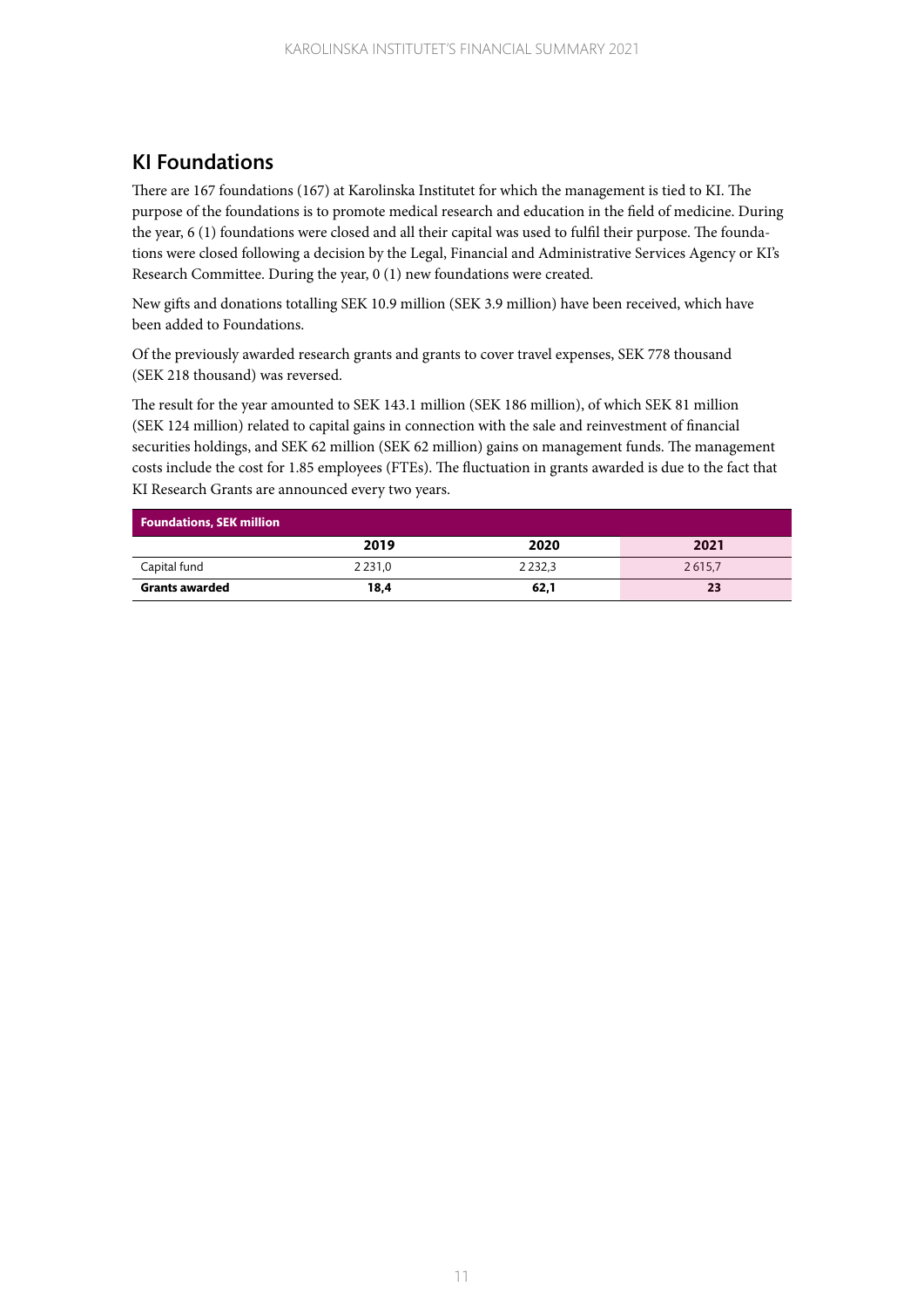## KI Foundations

There are 167 foundations (167) at Karolinska Institutet for which the management is tied to KI. The purpose of the foundations is to promote medical research and education in the field of medicine. During the year, 6 (1) foundations were closed and all their capital was used to fulfil their purpose. The foundations were closed following a decision by the Legal, Financial and Administrative Services Agency or KI's Research Committee. During the year, 0 (1) new foundations were created.

New gifts and donations totalling SEK 10.9 million (SEK 3.9 million) have been received, which have been added to Foundations.

Of the previously awarded research grants and grants to cover travel expenses, SEK 778 thousand (SEK 218 thousand) was reversed.

The result for the year amounted to SEK 143.1 million (SEK 186 million), of which SEK 81 million (SEK 124 million) related to capital gains in connection with the sale and reinvestment of financial securities holdings, and SEK 62 million (SEK 62 million) gains on management funds. The management costs include the cost for 1.85 employees (FTEs). The fluctuation in grants awarded is due to the fact that KI Research Grants are announced every two years.

| Foundations, SEK million | | | |
|---|---|---|---|
| | **2019** | **2020** | **2021** |
| Capital fund | 2 231,0 | 2 232,3 | 2 615,7 |
| **Grants awarded** | **18,4** | **62,1** | **23** |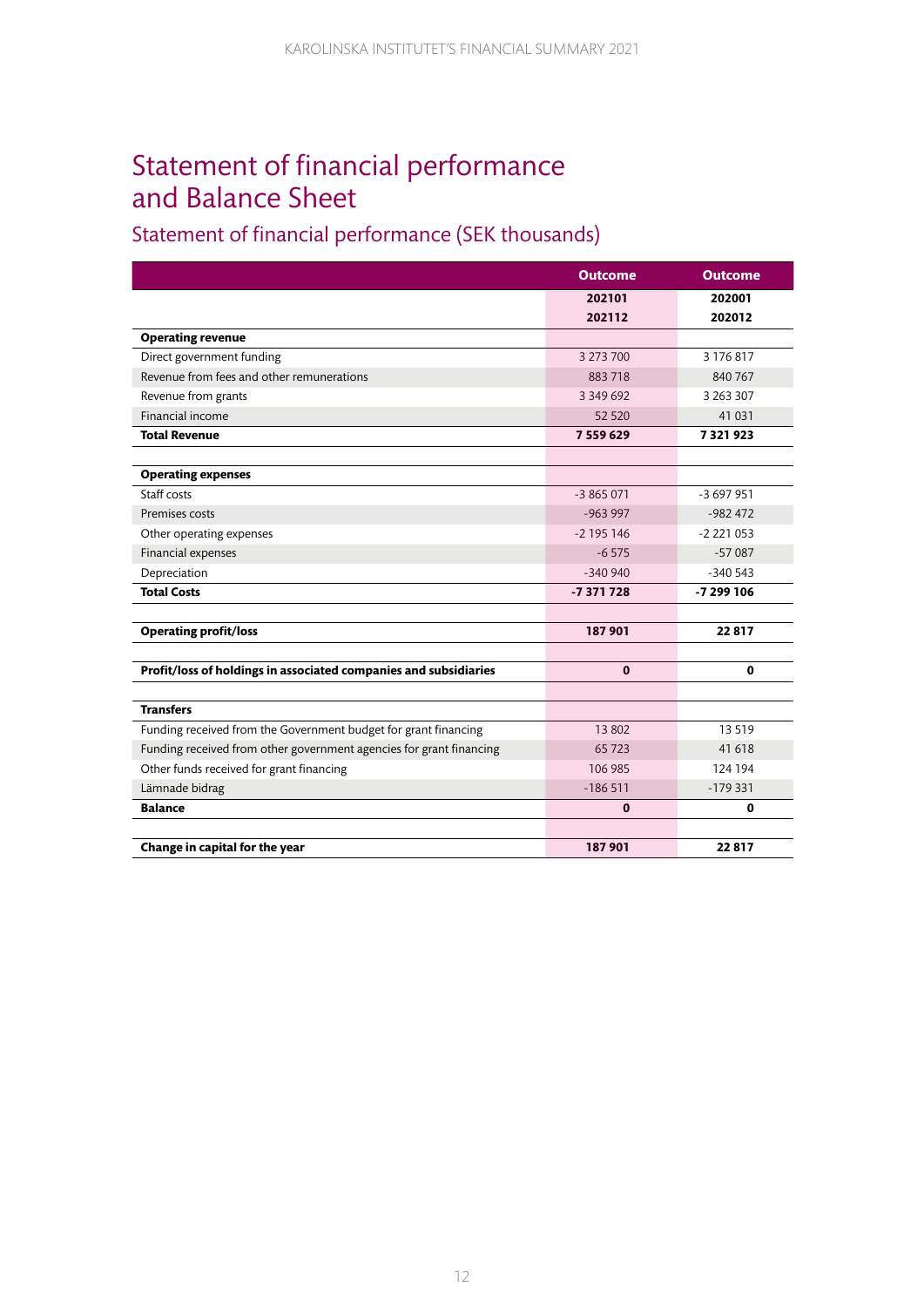# Statement of financial performance and Balance Sheet

## Statement of financial performance (SEK thousands)

| | Outcome | Outcome |
|---|---|---|
| | 202101 202112 | 202001 202012 |
| **Operating revenue** | | |
| Direct government funding | 3 273 700 | 3 176 817 |
| Revenue from fees and other remunerations | 883 718 | 840 767 |
| Revenue from grants | 3 349 692 | 3 263 307 |
| Financial income | 52 520 | 41 031 |
| **Total Revenue** | **7 559 629** | **7 321 923** |
| | | |
| **Operating expenses** | | |
| Staff costs | -3 865 071 | -3 697 951 |
| Premises costs | -963 997 | -982 472 |
| Other operating expenses | -2 195 146 | -2 221 053 |
| Financial expenses | -6 575 | -57 087 |
| Depreciation | -340 940 | -340 543 |
| **Total Costs** | **-7 371 728** | **-7 299 106** |
| | | |
| **Operating profit/loss** | **187 901** | **22 817** |
| | | |
| **Profit/loss of holdings in associated companies and subsidiaries** | **0** | **0** |
| | | |
| **Transfers** | | |
| Funding received from the Government budget for grant financing | 13 802 | 13 519 |
| Funding received from other government agencies for grant financing | 65 723 | 41 618 |
| Other funds received for grant financing | 106 985 | 124 194 |
| Lämnade bidrag | -186 511 | -179 331 |
| **Balance** | **0** | **0** |
| | | |
| **Change in capital for the year** | **187 901** | **22 817** |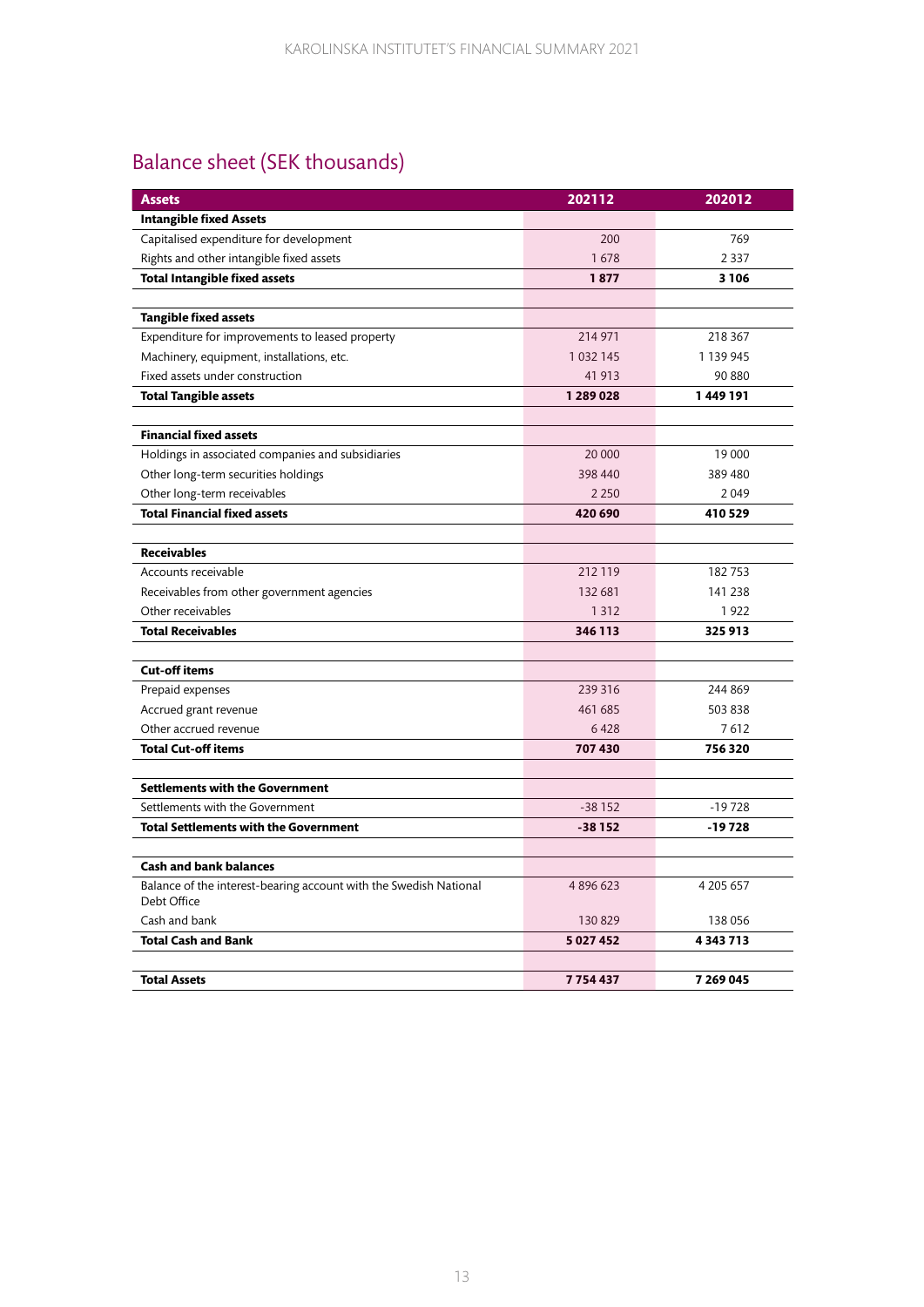## Balance sheet (SEK thousands)

| Assets | 202112 | 202012 |
|---|---|---|
| **Intangible fixed Assets** | | |
| Capitalised expenditure for development | 200 | 769 |
| Rights and other intangible fixed assets | 1 678 | 2 337 |
| **Total Intangible fixed assets** | **1 877** | **3 106** |
| | | |
| **Tangible fixed assets** | | |
| Expenditure for improvements to leased property | 214 971 | 218 367 |
| Machinery, equipment, installations, etc. | 1 032 145 | 1 139 945 |
| Fixed assets under construction | 41 913 | 90 880 |
| **Total Tangible assets** | **1 289 028** | **1 449 191** |
| | | |
| **Financial fixed assets** | | |
| Holdings in associated companies and subsidiaries | 20 000 | 19 000 |
| Other long-term securities holdings | 398 440 | 389 480 |
| Other long-term receivables | 2 250 | 2 049 |
| **Total Financial fixed assets** | **420 690** | **410 529** |
| | | |
| **Receivables** | | |
| Accounts receivable | 212 119 | 182 753 |
| Receivables from other government agencies | 132 681 | 141 238 |
| Other receivables | 1 312 | 1 922 |
| **Total Receivables** | **346 113** | **325 913** |
| | | |
| **Cut-off items** | | |
| Prepaid expenses | 239 316 | 244 869 |
| Accrued grant revenue | 461 685 | 503 838 |
| Other accrued revenue | 6 428 | 7 612 |
| **Total Cut-off items** | **707 430** | **756 320** |
| | | |
| **Settlements with the Government** | | |
| Settlements with the Government | -38 152 | -19 728 |
| **Total Settlements with the Government** | **-38 152** | **-19 728** |
| | | |
| **Cash and bank balances** | | |
| Balance of the interest-bearing account with the Swedish National Debt Office | 4 896 623 | 4 205 657 |
| Cash and bank | 130 829 | 138 056 |
| **Total Cash and Bank** | **5 027 452** | **4 343 713** |
| | | |
| **Total Assets** | **7 754 437** | **7 269 045** |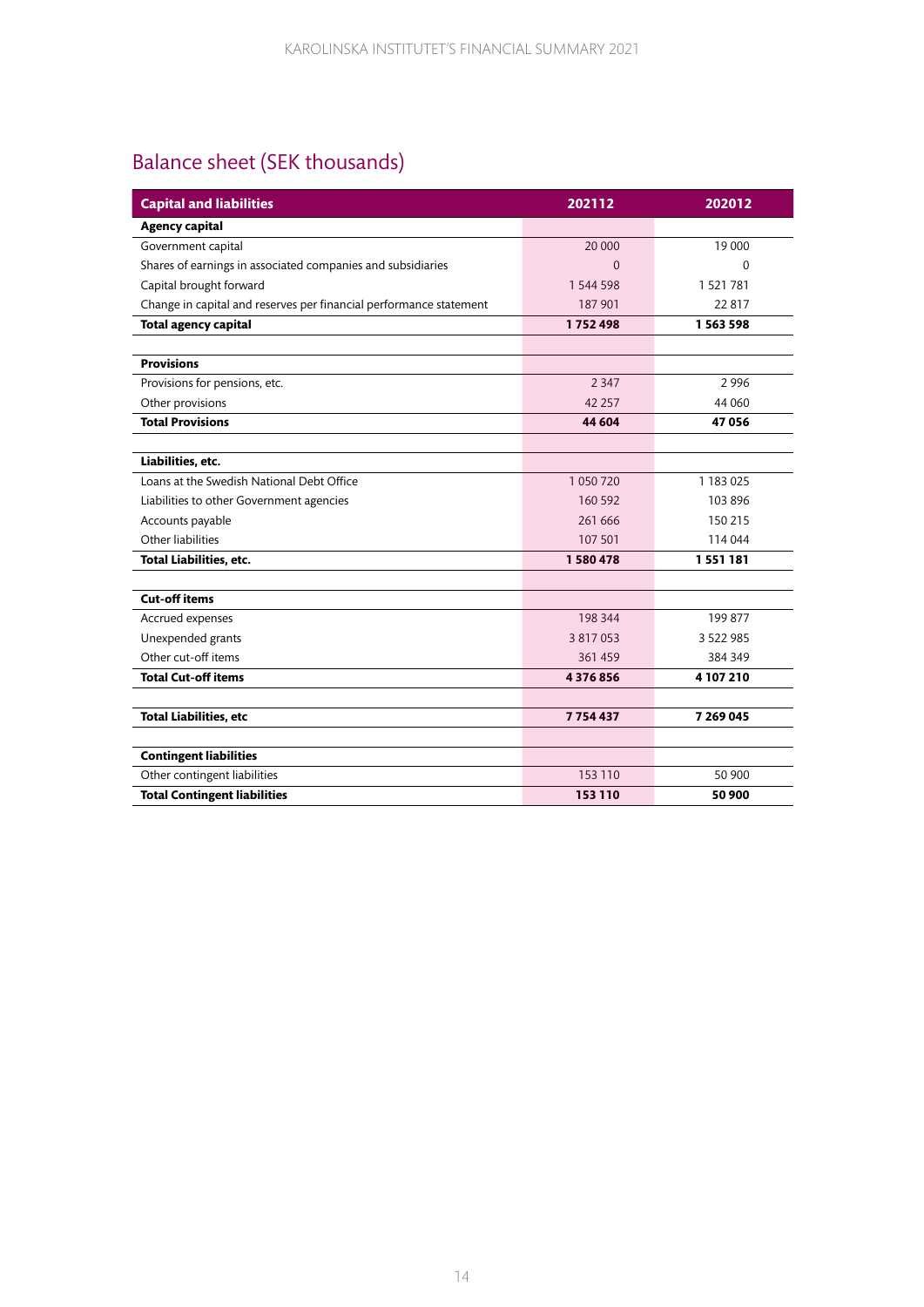## Balance sheet (SEK thousands)

| Capital and liabilities | 202112 | 202012 |
|---|---|---|
| **Agency capital** | | |
| Government capital | 20 000 | 19 000 |
| Shares of earnings in associated companies and subsidiaries | 0 | 0 |
| Capital brought forward | 1 544 598 | 1 521 781 |
| Change in capital and reserves per financial performance statement | 187 901 | 22 817 |
| **Total agency capital** | **1 752 498** | **1 563 598** |
| | | |
| **Provisions** | | |
| Provisions for pensions, etc. | 2 347 | 2 996 |
| Other provisions | 42 257 | 44 060 |
| **Total Provisions** | **44 604** | **47 056** |
| | | |
| **Liabilities, etc.** | | |
| Loans at the Swedish National Debt Office | 1 050 720 | 1 183 025 |
| Liabilities to other Government agencies | 160 592 | 103 896 |
| Accounts payable | 261 666 | 150 215 |
| Other liabilities | 107 501 | 114 044 |
| **Total Liabilities, etc.** | **1 580 478** | **1 551 181** |
| | | |
| **Cut-off items** | | |
| Accrued expenses | 198 344 | 199 877 |
| Unexpended grants | 3 817 053 | 3 522 985 |
| Other cut-off items | 361 459 | 384 349 |
| **Total Cut-off items** | **4 376 856** | **4 107 210** |
| | | |
| **Total Liabilities, etc** | **7 754 437** | **7 269 045** |
| | | |
| **Contingent liabilities** | | |
| Other contingent liabilities | 153 110 | 50 900 |
| **Total Contingent liabilities** | **153 110** | **50 900** |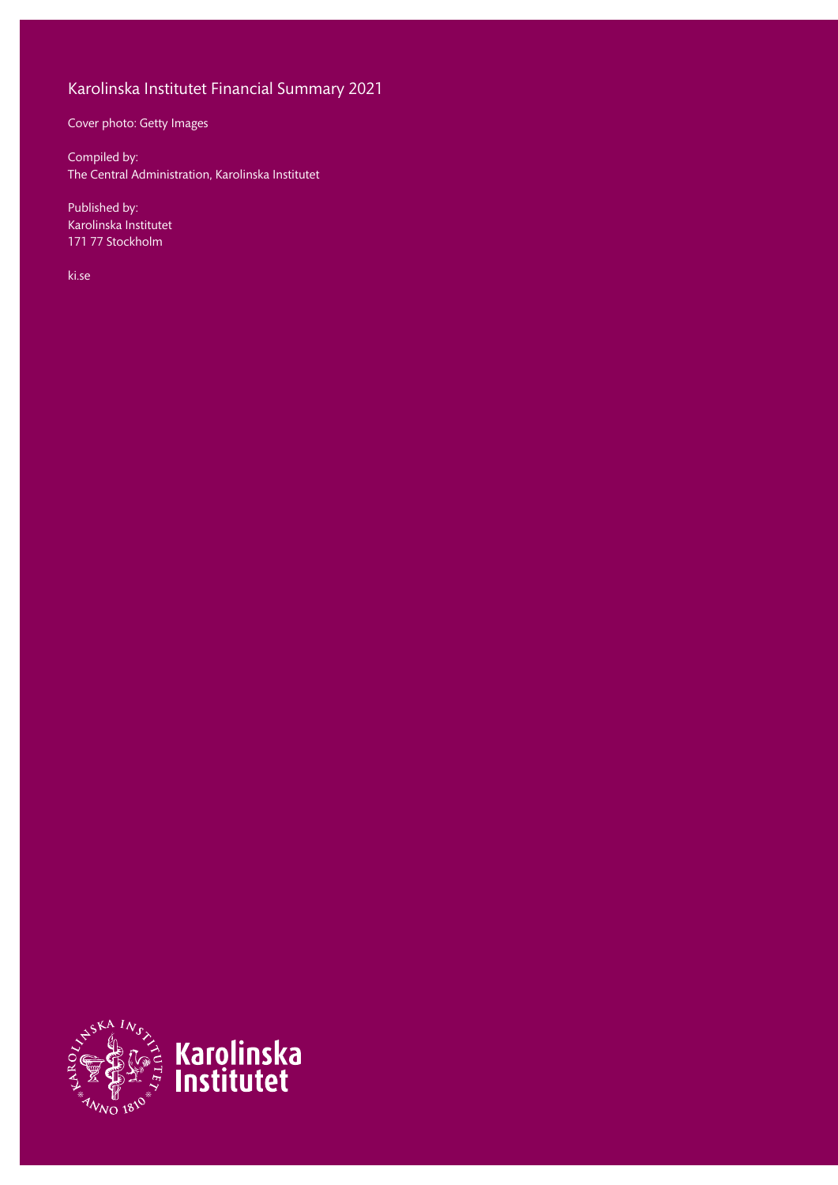Karolinska Institutet Financial Summary 2021

Cover photo: Getty Images

Compiled by:
The Central Administration, Karolinska Institutet

Published by:
Karolinska Institutet
171 77 Stockholm

ki.se

Karolinska Institutet